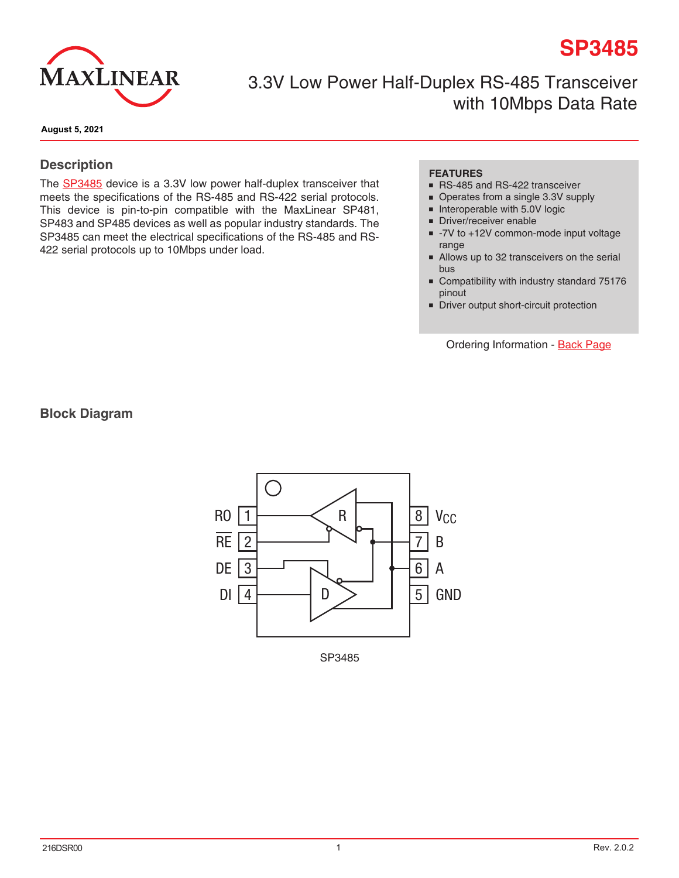# SP3485

## 3.3V Low Power Half-Duplex RS-485 Transceiver with 10Mbps Data Rate

**August 5, 2021**

## Description

The SP3485 device is a 3.3V low power half-duplex transceiver that meets the specifications of the RS-485 and RS-422 serial protocols. This device is pin-to-pin compatible with the MaxLinear SP481, SP483 and SP485 devices as well as popular industry standards. The SP3485 can meet the electrical specifications of the RS-485 and RS-422 serial protocols up to 10Mbps under load.

**FEATURES**

- RS-485 and RS-422 transceiver
- Operates from a single 3.3V supply
- Interoperable with 5.0V logic
- Driver/receiver enable
- -7V to +12V common-mode input voltage range
- Allows up to 32 transceivers on the serial bus
- Compatibility with industry standard 75176 pinout
- Driver output short-circuit protection

Ordering Information - Back Page

## Block Diagram

RO 1, RE 2, DE 3, DI 4, GND 5, A 6, B 7, $V_{CC}$ 8

SP3485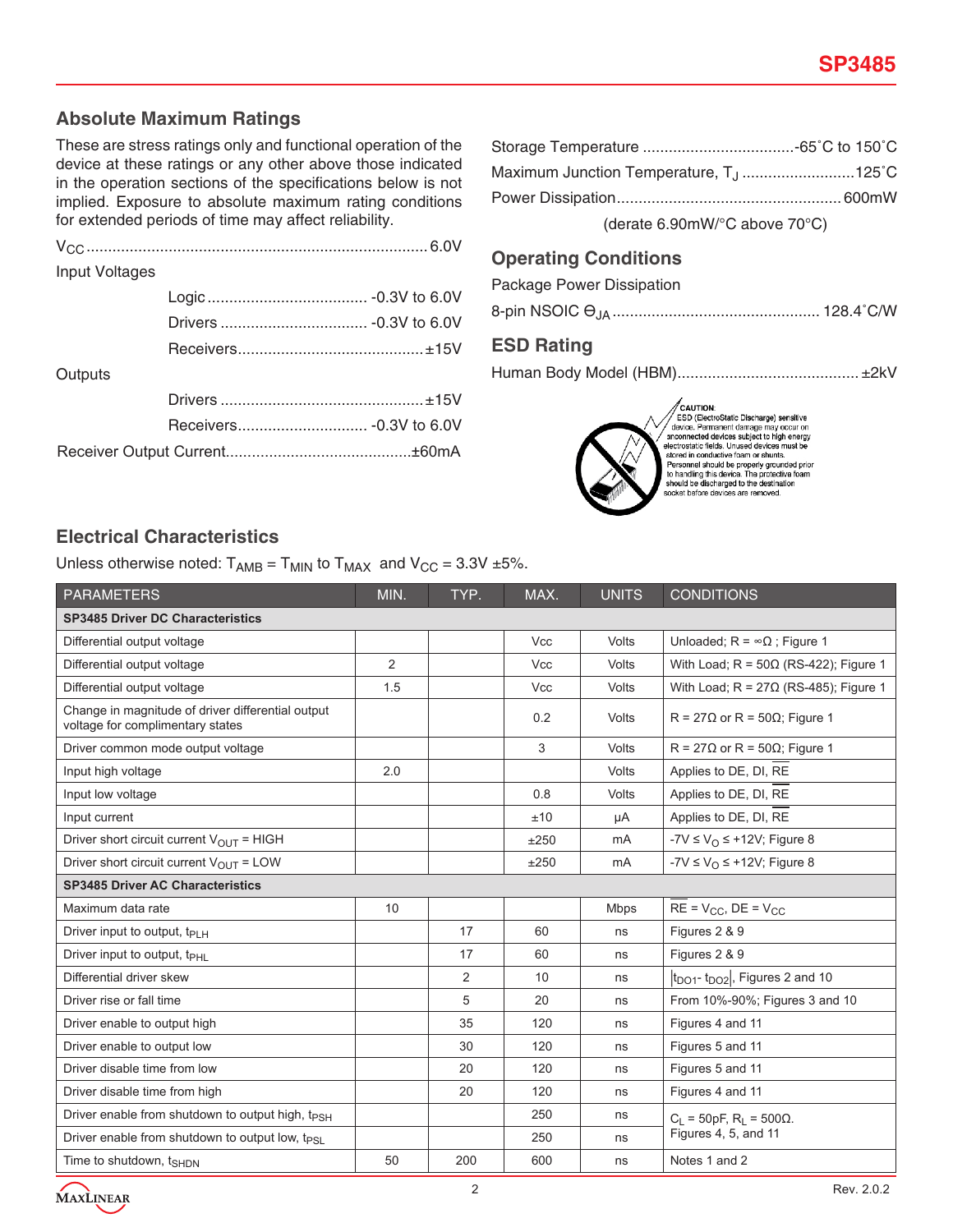## Absolute Maximum Ratings

These are stress ratings only and functional operation of the device at these ratings or any other above those indicated in the operation sections of the specifications below is not implied. Exposure to absolute maximum rating conditions for extended periods of time may affect reliability.

$V_{CC}$ .............................................. 6.0V

Input Voltages

- Logic .................................... -0.3V to 6.0V
- Drivers ................................. -0.3V to 6.0V
- Receivers ........................................... ±15V

Outputs

- Drivers ............................................... ±15V
- Receivers ............................. -0.3V to 6.0V

Receiver Output Current ........................................... ±60mA

Storage Temperature ................................... -65˚C to 150˚C

Maximum Junction Temperature, $T_J$ .......................... 125˚C

Power Dissipation .................................................. 600mW

(derate 6.90mW/°C above 70°C)

## Operating Conditions

Package Power Dissipation

8-pin NSOIC $\Theta_{JA}$ ............................................... 128.4˚C/W

## ESD Rating

Human Body Model (HBM) .......................................... ±2kV

CAUTION:
ESD (ElectroStatic Discharge) sensitive device. Permanent damage may occur on unconnected devices subject to high energy electrostatic fields. Unused devices must be stored in conductive foam or shunts. Personnel should be properly grounded prior to handling this device. The protective foam should be discharged to the destination socket before devices are removed.

## Electrical Characteristics

Unless otherwise noted: $T_{AMB} = T_{MIN}$ to $T_{MAX}$ and $V_{CC}$ = 3.3V ±5%.

| PARAMETERS | MIN. | TYP. | MAX. | UNITS | CONDITIONS |
|---|---|---|---|---|---|
| **SP3485 Driver DC Characteristics** | | | | | |
| Differential output voltage | | | Vcc | Volts | Unloaded; R = ∞Ω ; Figure 1 |
| Differential output voltage | 2 | | Vcc | Volts | With Load; R = 50Ω (RS-422); Figure 1 |
| Differential output voltage | 1.5 | | Vcc | Volts | With Load; R = 27Ω (RS-485); Figure 1 |
| Change in magnitude of driver differential output voltage for complimentary states | | | 0.2 | Volts | R = 27Ω or R = 50Ω; Figure 1 |
| Driver common mode output voltage | | | 3 | Volts | R = 27Ω or R = 50Ω; Figure 1 |
| Input high voltage | 2.0 | | | Volts | Applies to DE, DI, $\overline{RE}$ |
| Input low voltage | | | 0.8 | Volts | Applies to DE, DI, $\overline{RE}$ |
| Input current | | | ±10 | µA | Applies to DE, DI, $\overline{RE}$ |
| Driver short circuit current $V_{OUT}$ = HIGH | | | ±250 | mA | $-7V \le V_O \le +12V$; Figure 8 |
| Driver short circuit current $V_{OUT}$ = LOW | | | ±250 | mA | $-7V \le V_O \le +12V$; Figure 8 |
| **SP3485 Driver AC Characteristics** | | | | | |
| Maximum data rate | 10 | | | Mbps | $\overline{RE} = V_{CC}$, DE = $V_{CC}$ |
| Driver input to output, $t_{PLH}$ | | 17 | 60 | ns | Figures 2 & 9 |
| Driver input to output, $t_{PHL}$ | | 17 | 60 | ns | Figures 2 & 9 |
| Differential driver skew | | 2 | 10 | ns | $\lvert t_{DO1} - t_{DO2} \rvert$, Figures 2 and 10 |
| Driver rise or fall time | | 5 | 20 | ns | From 10%-90%; Figures 3 and 10 |
| Driver enable to output high | | 35 | 120 | ns | Figures 4 and 11 |
| Driver enable to output low | | 30 | 120 | ns | Figures 5 and 11 |
| Driver disable time from low | | 20 | 120 | ns | Figures 5 and 11 |
| Driver disable time from high | | 20 | 120 | ns | Figures 4 and 11 |
| Driver enable from shutdown to output high, $t_{PSH}$ | | | 250 | ns | $C_L$ = 50pF, $R_L$ = 500Ω. Figures 4, 5, and 11 |
| Driver enable from shutdown to output low, $t_{PSL}$ | | | 250 | ns | $C_L$ = 50pF, $R_L$ = 500Ω. Figures 4, 5, and 11 |
| Time to shutdown, $t_{SHDN}$ | 50 | 200 | 600 | ns | Notes 1 and 2 |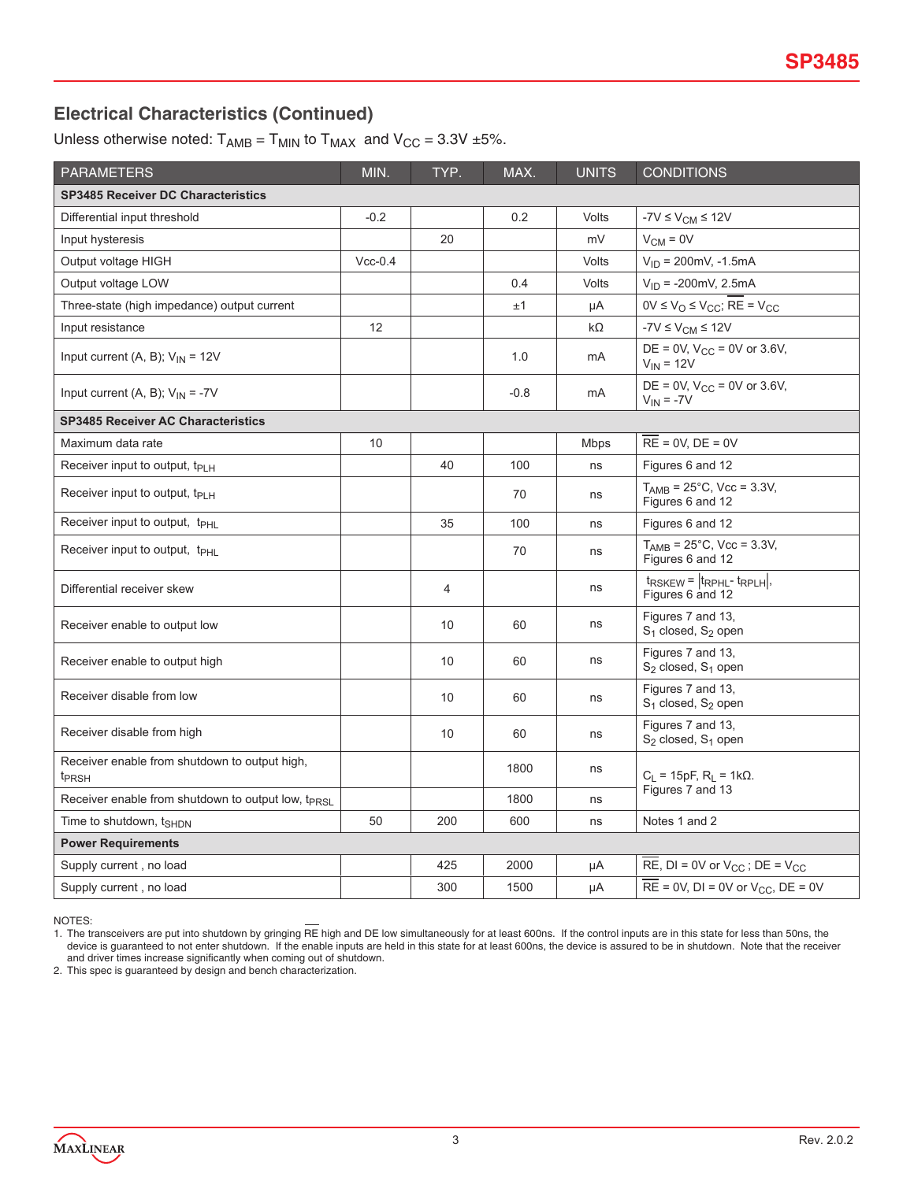## Electrical Characteristics (Continued)

Unless otherwise noted: $T_{AMB} = T_{MIN}$ to $T_{MAX}$ and $V_{CC}$ = 3.3V ±5%.

| PARAMETERS | MIN. | TYP. | MAX. | UNITS | CONDITIONS |
|---|---|---|---|---|---|
| **SP3485 Receiver DC Characteristics** | | | | | |
| Differential input threshold | -0.2 | | 0.2 | Volts | $-7V \le V_{CM} \le 12V$ |
| Input hysteresis | | 20 | | mV | $V_{CM}$ = 0V |
| Output voltage HIGH | Vcc-0.4 | | | Volts | $V_{ID}$ = 200mV, -1.5mA |
| Output voltage LOW | | | 0.4 | Volts | $V_{ID}$ = -200mV, 2.5mA |
| Three-state (high impedance) output current | | | ±1 | µA | $0V \le V_O \le V_{CC}$; $\overline{RE} = V_{CC}$ |
| Input resistance | 12 | | | kΩ | $-7V \le V_{CM} \le 12V$ |
| Input current (A, B); $V_{IN}$ = 12V | | | 1.0 | mA | DE = 0V, $V_{CC}$ = 0V or 3.6V, $V_{IN}$ = 12V |
| Input current (A, B); $V_{IN}$ = -7V | | | -0.8 | mA | DE = 0V, $V_{CC}$ = 0V or 3.6V, $V_{IN}$ = -7V |
| **SP3485 Receiver AC Characteristics** | | | | | |
| Maximum data rate | 10 | | | Mbps | $\overline{RE}$ = 0V, DE = 0V |
| Receiver input to output, $t_{PLH}$ | | 40 | 100 | ns | Figures 6 and 12 |
| Receiver input to output, $t_{PLH}$ | | | 70 | ns | $T_{AMB}$ = 25°C, Vcc = 3.3V, Figures 6 and 12 |
| Receiver input to output, $t_{PHL}$ | | 35 | 100 | ns | Figures 6 and 12 |
| Receiver input to output, $t_{PHL}$ | | | 70 | ns | $T_{AMB}$ = 25°C, Vcc = 3.3V, Figures 6 and 12 |
| Differential receiver skew | | 4 | | ns | $t_{RSKEW} = \lvert t_{RPHL} - t_{RPLH} \rvert$, Figures 6 and 12 |
| Receiver enable to output low | | 10 | 60 | ns | Figures 7 and 13, $S_1$ closed, $S_2$ open |
| Receiver enable to output high | | 10 | 60 | ns | Figures 7 and 13, $S_2$ closed, $S_1$ open |
| Receiver disable from low | | 10 | 60 | ns | Figures 7 and 13, $S_1$ closed, $S_2$ open |
| Receiver disable from high | | 10 | 60 | ns | Figures 7 and 13, $S_2$ closed, $S_1$ open |
| Receiver enable from shutdown to output high, $t_{PRSH}$ | | | 1800 | ns | $C_L$ = 15pF, $R_L$ = 1kΩ. Figures 7 and 13 |
| Receiver enable from shutdown to output low, $t_{PRSL}$ | | | 1800 | ns | $C_L$ = 15pF, $R_L$ = 1kΩ. Figures 7 and 13 |
| Time to shutdown, $t_{SHDN}$ | 50 | 200 | 600 | ns | Notes 1 and 2 |
| **Power Requirements** | | | | | |
| Supply current , no load | | 425 | 2000 | µA | $\overline{RE}$, DI = 0V or $V_{CC}$ ; DE = $V_{CC}$ |
| Supply current , no load | | 300 | 1500 | µA | $\overline{RE}$ = 0V, DI = 0V or $V_{CC}$, DE = 0V |

NOTES:

1. The transceivers are put into shutdown by gringing $\overline{RE}$ high and DE low simultaneously for at least 600ns. If the control inputs are in this state for less than 50ns, the device is guaranteed to not enter shutdown. If the enable inputs are held in this state for at least 600ns, the device is assured to be in shutdown. Note that the receiver and driver times increase significantly when coming out of shutdown.
2. This spec is guaranteed by design and bench characterization.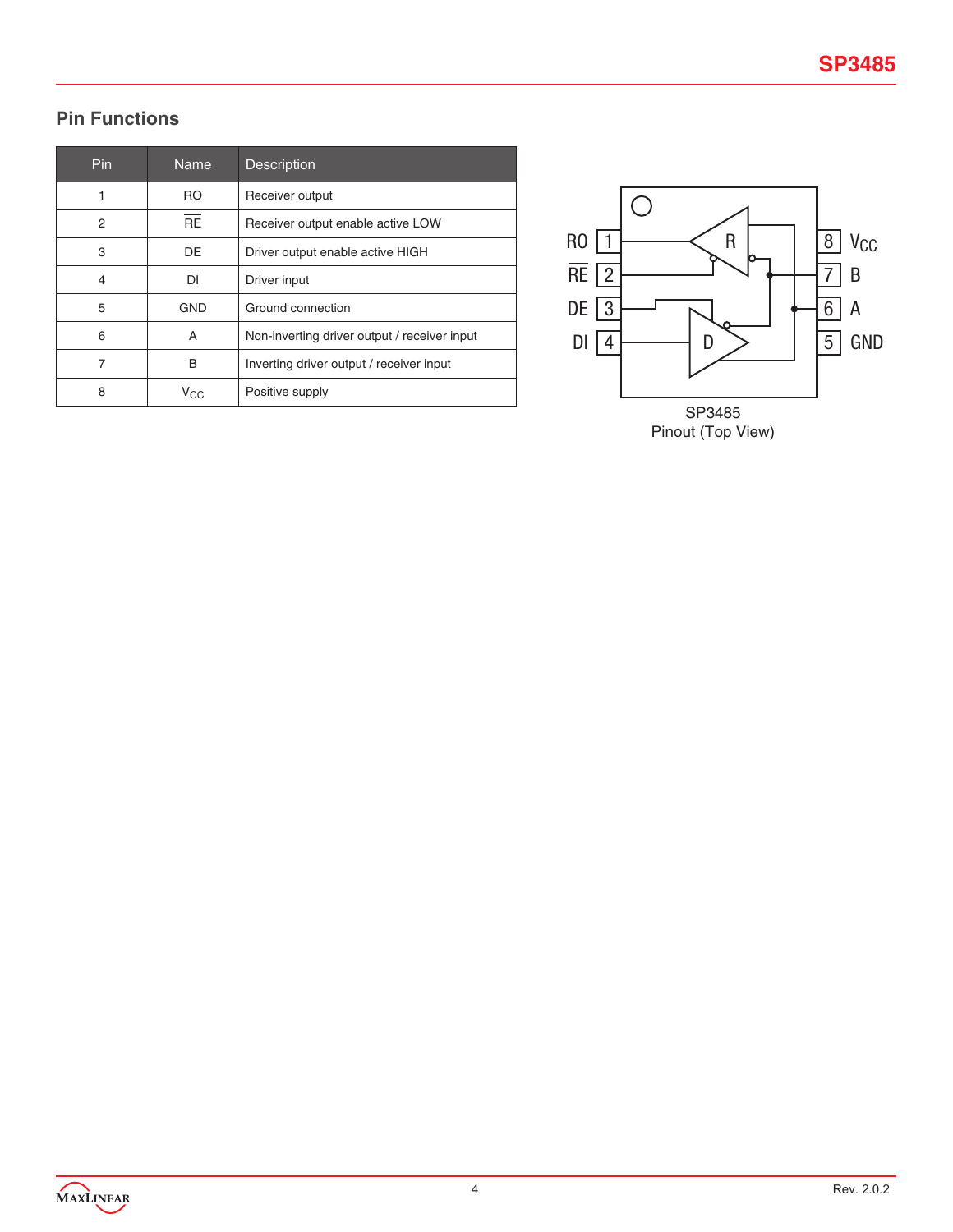## Pin Functions

| Pin | Name | Description |
|---|---|---|
| 1 | RO | Receiver output |
| 2 | $\overline{RE}$ | Receiver output enable active LOW |
| 3 | DE | Driver output enable active HIGH |
| 4 | DI | Driver input |
| 5 | GND | Ground connection |
| 6 | A | Non-inverting driver output / receiver input |
| 7 | B | Inverting driver output / receiver input |
| 8 | $V_{CC}$ | Positive supply |

SP3485
Pinout (Top View)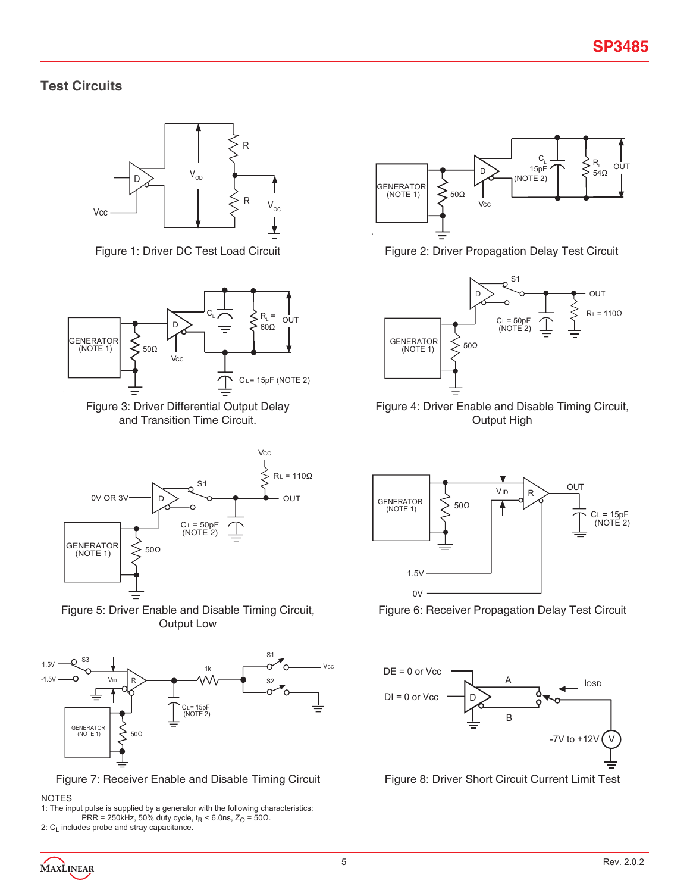## Test Circuits

Figure 1: Driver DC Test Load Circuit

Figure 2: Driver Propagation Delay Test Circuit

Figure 3: Driver Differential Output Delay and Transition Time Circuit.

Figure 4: Driver Enable and Disable Timing Circuit, Output High

Figure 5: Driver Enable and Disable Timing Circuit, Output Low

Figure 6: Receiver Propagation Delay Test Circuit

Figure 7: Receiver Enable and Disable Timing Circuit

Figure 8: Driver Short Circuit Current Limit Test

NOTES

1: The input pulse is supplied by a generator with the following characteristics:
PRR = 250kHz, 50% duty cycle, $t_R$ < 6.0ns, $Z_O$ = 50Ω.

2: $C_L$ includes probe and stray capacitance.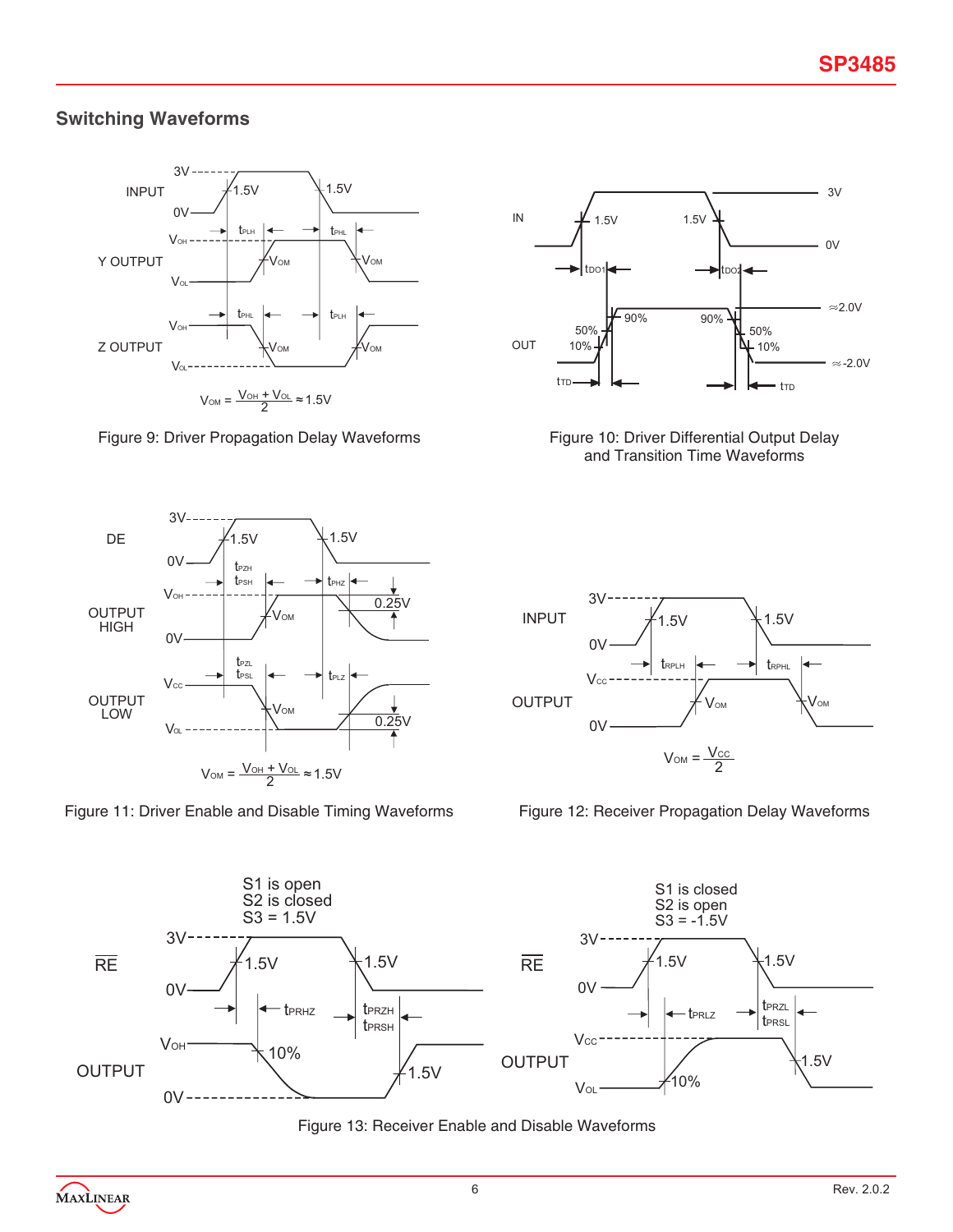## Switching Waveforms

$$V_{OM} = \frac{V_{OH} + V_{OL}}{2} \approx 1.5V$$

Figure 9: Driver Propagation Delay Waveforms

Figure 10: Driver Differential Output Delay and Transition Time Waveforms

$$V_{OM} = \frac{V_{OH} + V_{OL}}{2} \approx 1.5V$$

Figure 11: Driver Enable and Disable Timing Waveforms

$$V_{OM} = \frac{V_{CC}}{2}$$

Figure 12: Receiver Propagation Delay Waveforms

S1 is open
S2 is closed
S3 = 1.5V

S1 is closed
S2 is open
S3 = -1.5V

Figure 13: Receiver Enable and Disable Waveforms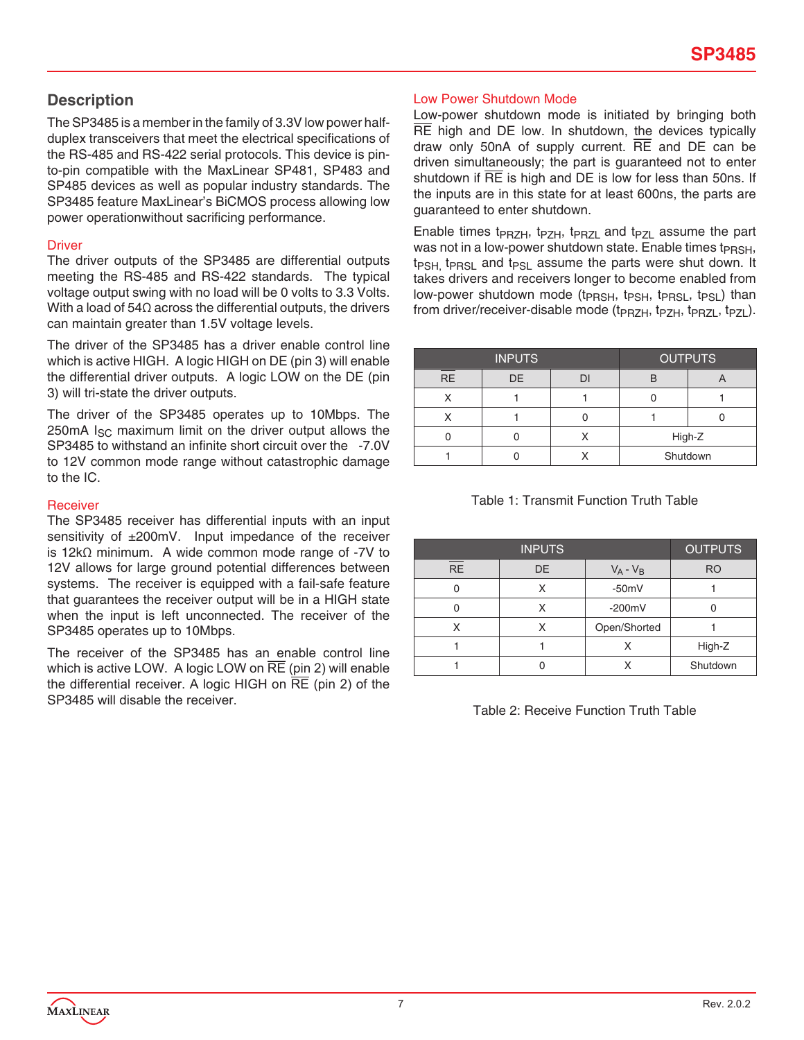## Description

The SP3485 is a member in the family of 3.3V low power half-duplex transceivers that meet the electrical specifications of the RS-485 and RS-422 serial protocols. This device is pin-to-pin compatible with the MaxLinear SP481, SP483 and SP485 devices as well as popular industry standards. The SP3485 feature MaxLinear's BiCMOS process allowing low power operationwithout sacrificing performance.

### Driver

The driver outputs of the SP3485 are differential outputs meeting the RS-485 and RS-422 standards. The typical voltage output swing with no load will be 0 volts to 3.3 Volts. With a load of 54Ω across the differential outputs, the drivers can maintain greater than 1.5V voltage levels.

The driver of the SP3485 has a driver enable control line which is active HIGH. A logic HIGH on DE (pin 3) will enable the differential driver outputs. A logic LOW on the DE (pin 3) will tri-state the driver outputs.

The driver of the SP3485 operates up to 10Mbps. The 250mA $I_{SC}$ maximum limit on the driver output allows the SP3485 to withstand an infinite short circuit over the -7.0V to 12V common mode range without catastrophic damage to the IC.

### Receiver

The SP3485 receiver has differential inputs with an input sensitivity of ±200mV. Input impedance of the receiver is 12kΩ minimum. A wide common mode range of -7V to 12V allows for large ground potential differences between systems. The receiver is equipped with a fail-safe feature that guarantees the receiver output will be in a HIGH state when the input is left unconnected. The receiver of the SP3485 operates up to 10Mbps.

The receiver of the SP3485 has an enable control line which is active LOW. A logic LOW on $\overline{RE}$ (pin 2) will enable the differential receiver. A logic HIGH on $\overline{RE}$ (pin 2) of the SP3485 will disable the receiver.

### Low Power Shutdown Mode

Low-power shutdown mode is initiated by bringing both $\overline{RE}$ high and DE low. In shutdown, the devices typically draw only 50nA of supply current. $\overline{RE}$ and DE can be driven simultaneously; the part is guaranteed not to enter shutdown if $\overline{RE}$ is high and DE is low for less than 50ns. If the inputs are in this state for at least 600ns, the parts are guaranteed to enter shutdown.

Enable times $t_{PRZH}$, $t_{PZH}$, $t_{PRZL}$ and $t_{PZL}$ assume the part was not in a low-power shutdown state. Enable times $t_{PRSH}$, $t_{PSH}$, $t_{PRSL}$ and $t_{PSL}$ assume the parts were shut down. It takes drivers and receivers longer to become enabled from low-power shutdown mode ($t_{PRSH}$, $t_{PSH}$, $t_{PRSL}$, $t_{PSL}$) than from driver/receiver-disable mode ($t_{PRZH}$, $t_{PZH}$, $t_{PRZL}$, $t_{PZL}$).

| INPUTS | | | OUTPUTS | |
|---|---|---|---|---|
| $\overline{RE}$ | DE | DI | B | A |
| X | 1 | 1 | 0 | 1 |
| X | 1 | 0 | 1 | 0 |
| 0 | 0 | X | High-Z | |
| 1 | 0 | X | Shutdown | |

Table 1: Transmit Function Truth Table

| INPUTS | | | OUTPUTS |
|---|---|---|---|
| $\overline{RE}$ | DE | $V_A - V_B$ | RO |
| 0 | X | -50mV | 1 |
| 0 | X | -200mV | 0 |
| X | X | Open/Shorted | 1 |
| 1 | 1 | X | High-Z |
| 1 | 0 | X | Shutdown |

Table 2: Receive Function Truth Table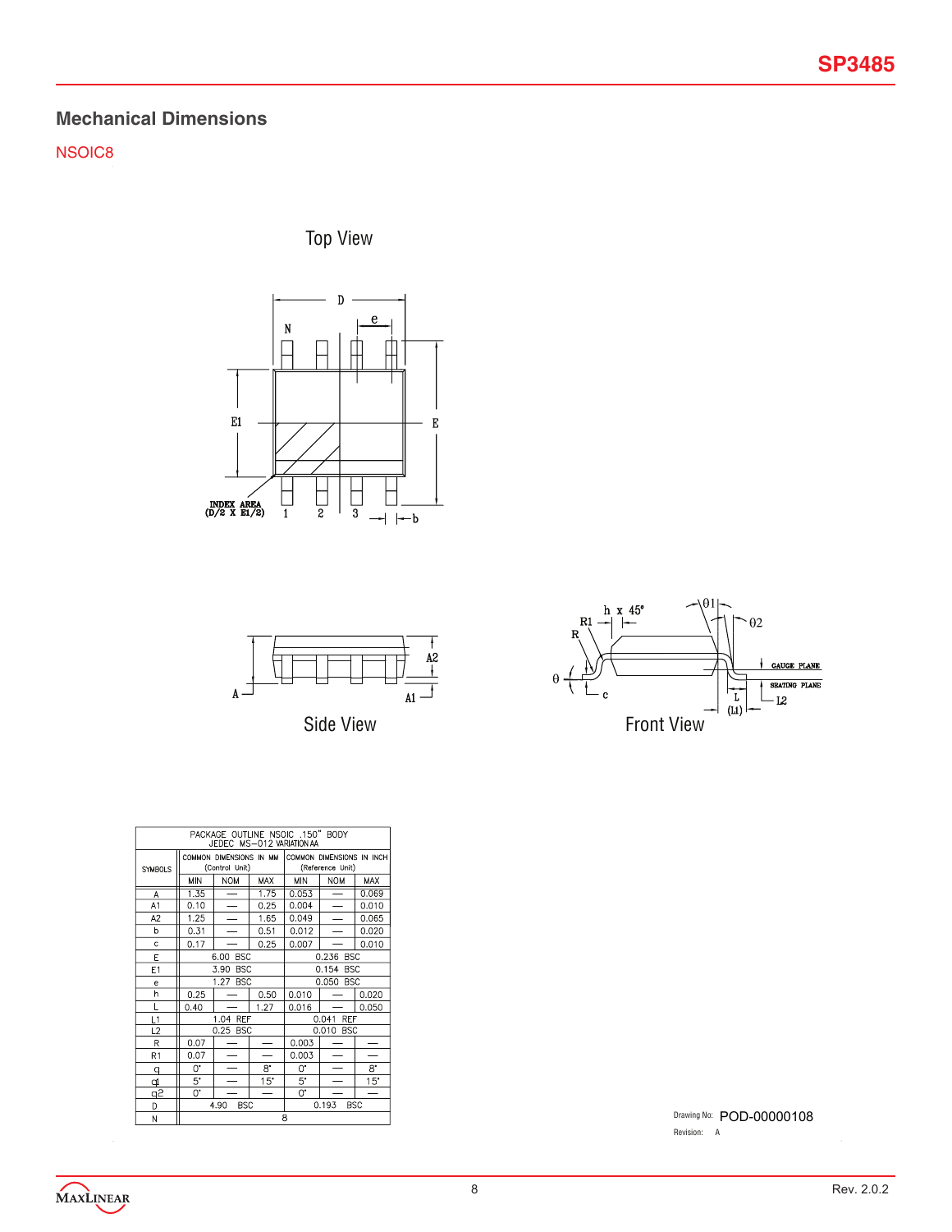## Mechanical Dimensions

NSOIC8

Top View

Side View

Front View

| PACKAGE OUTLINE NSOIC .150" BODY JEDEC MS–012 VARIATION AA | | | | | | |
|---|---|---|---|---|---|---|
| SYMBOLS | COMMON DIMENSIONS IN MM (Control Unit) | | | COMMON DIMENSIONS IN INCH (Reference Unit) | | |
| | MIN | NOM | MAX | MIN | NOM | MAX |
| A | 1.35 | — | 1.75 | 0.053 | — | 0.069 |
| A1 | 0.10 | — | 0.25 | 0.004 | — | 0.010 |
| A2 | 1.25 | — | 1.65 | 0.049 | — | 0.065 |
| b | 0.31 | — | 0.51 | 0.012 | — | 0.020 |
| c | 0.17 | — | 0.25 | 0.007 | — | 0.010 |
| E | 6.00 BSC | | | 0.236 BSC | | |
| E1 | 3.90 BSC | | | 0.154 BSC | | |
| e | 1.27 BSC | | | 0.050 BSC | | |
| h | 0.25 | — | 0.50 | 0.010 | — | 0.020 |
| L | 0.40 | — | 1.27 | 0.016 | — | 0.050 |
| L1 | 1.04 REF | | | 0.041 REF | | |
| L2 | 0.25 BSC | | | 0.010 BSC | | |
| R | 0.07 | — | — | 0.003 | — | — |
| R1 | 0.07 | — | — | 0.003 | — | — |
| θ | 0° | — | 8° | 0° | — | 8° |
| θ1 | 5° | — | 15° | 5° | — | 15° |
| θ2 | 0° | — | — | 0° | — | — |
| D | 4.90 BSC | | | 0.193 BSC | | |
| N | 8 | | | | | |

Drawing No: POD-00000108

Revision: A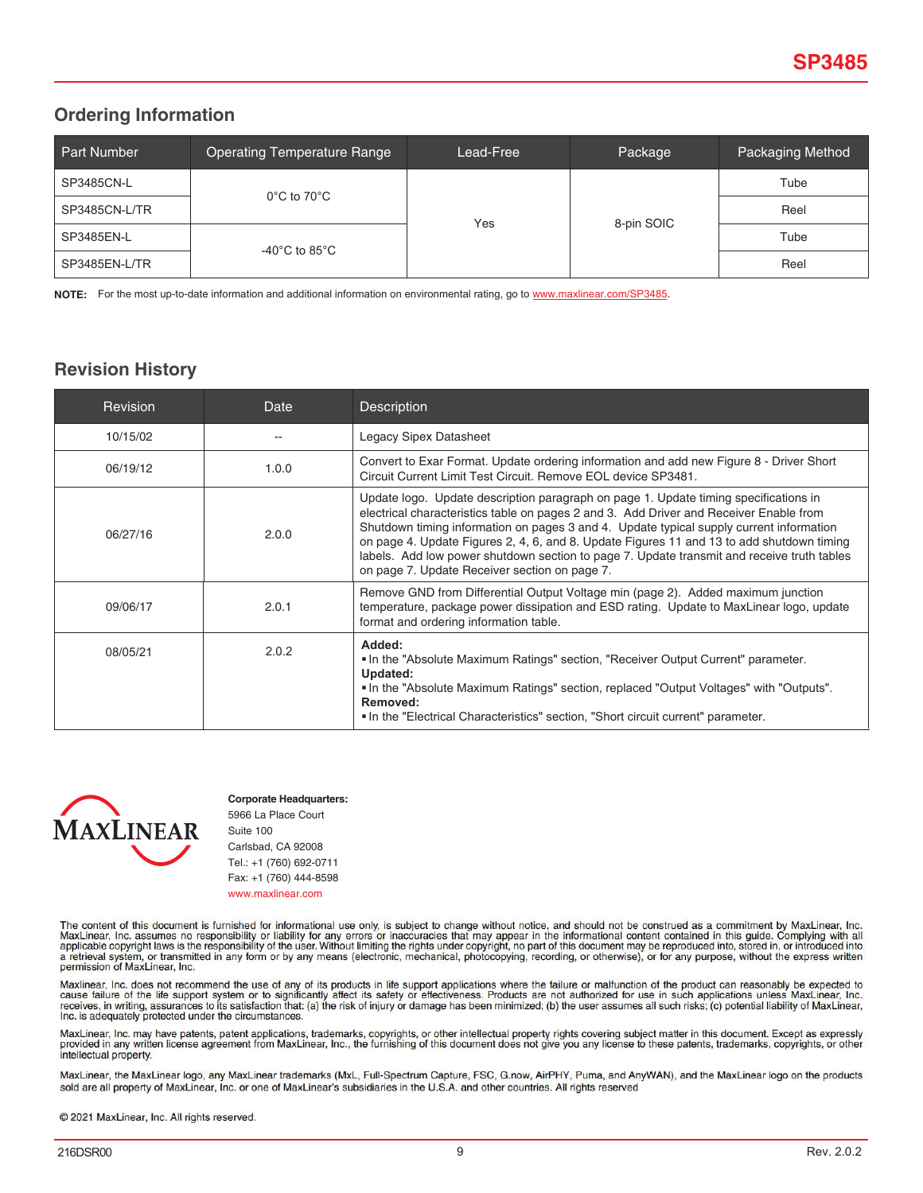## Ordering Information

| Part Number | Operating Temperature Range | Lead-Free | Package | Packaging Method |
|---|---|---|---|---|
| SP3485CN-L | 0°C to 70°C | Yes | 8-pin SOIC | Tube |
| SP3485CN-L/TR | | | | Reel |
| SP3485EN-L | -40°C to 85°C | | | Tube |
| SP3485EN-L/TR | | | | Reel |

**NOTE:** For the most up-to-date information and additional information on environmental rating, go to www.maxlinear.com/SP3485.

## Revision History

| Revision | Date | Description |
|---|---|---|
| 10/15/02 | -- | Legacy Sipex Datasheet |
| 06/19/12 | 1.0.0 | Convert to Exar Format. Update ordering information and add new Figure 8 - Driver Short Circuit Current Limit Test Circuit. Remove EOL device SP3481. |
| 06/27/16 | 2.0.0 | Update logo. Update description paragraph on page 1. Update timing specifications in electrical characteristics table on pages 2 and 3. Add Driver and Receiver Enable from Shutdown timing information on pages 3 and 4. Update typical supply current information on page 4. Update Figures 2, 4, 6, and 8. Update Figures 11 and 13 to add shutdown timing labels. Add low power shutdown section to page 7. Update transmit and receive truth tables on page 7. Update Receiver section on page 7. |
| 09/06/17 | 2.0.1 | Remove GND from Differential Output Voltage min (page 2). Added maximum junction temperature, package power dissipation and ESD rating. Update to MaxLinear logo, update format and ordering information table. |
| 08/05/21 | 2.0.2 | **Added:** ▪ In the "Absolute Maximum Ratings" section, "Receiver Output Current" parameter. **Updated:** ▪ In the "Absolute Maximum Ratings" section, replaced "Output Voltages" with "Outputs". **Removed:** ▪ In the "Electrical Characteristics" section, "Short circuit current" parameter. |

MAXLINEAR

**Corporate Headquarters:**
5966 La Place Court
Suite 100
Carlsbad, CA 92008
Tel.: +1 (760) 692-0711
Fax: +1 (760) 444-8598
www.maxlinear.com

The content of this document is furnished for informational use only, is subject to change without notice, and should not be construed as a commitment by MaxLinear, Inc. MaxLinear, Inc. assumes no responsibility or liability for any errors or inaccuracies that may appear in the informational content contained in this guide. Complying with all applicable copyright laws is the responsibility of the user. Without limiting the rights under copyright, no part of this document may be reproduced into, stored in, or introduced into a retrieval system, or transmitted in any form or by any means (electronic, mechanical, photocopying, recording, or otherwise), or for any purpose, without the express written permission of MaxLinear, Inc.

Maxlinear, Inc. does not recommend the use of any of its products in life support applications where the failure or malfunction of the product can reasonably be expected to cause failure of the life support system or to significantly affect its safety or effectiveness. Products are not authorized for use in such applications unless MaxLinear, Inc. receives, in writing, assurances to its satisfaction that: (a) the risk of injury or damage has been minimized; (b) the user assumes all such risks; (c) potential liability of MaxLinear, Inc. is adequately protected under the circumstances.

MaxLinear, Inc. may have patents, patent applications, trademarks, copyrights, or other intellectual property rights covering subject matter in this document. Except as expressly provided in any written license agreement from MaxLinear, Inc., the furnishing of this document does not give you any license to these patents, trademarks, copyrights, or other intellectual property.

MaxLinear, the MaxLinear logo, any MaxLinear trademarks (MxL, Full-Spectrum Capture, FSC, G.now, AirPHY, Puma, and AnyWAN), and the MaxLinear logo on the products sold are all property of MaxLinear, Inc. or one of MaxLinear's subsidiaries in the U.S.A. and other countries. All rights reserved

© 2021 MaxLinear, Inc. All rights reserved.

216DSR00 Rev. 2.0.2